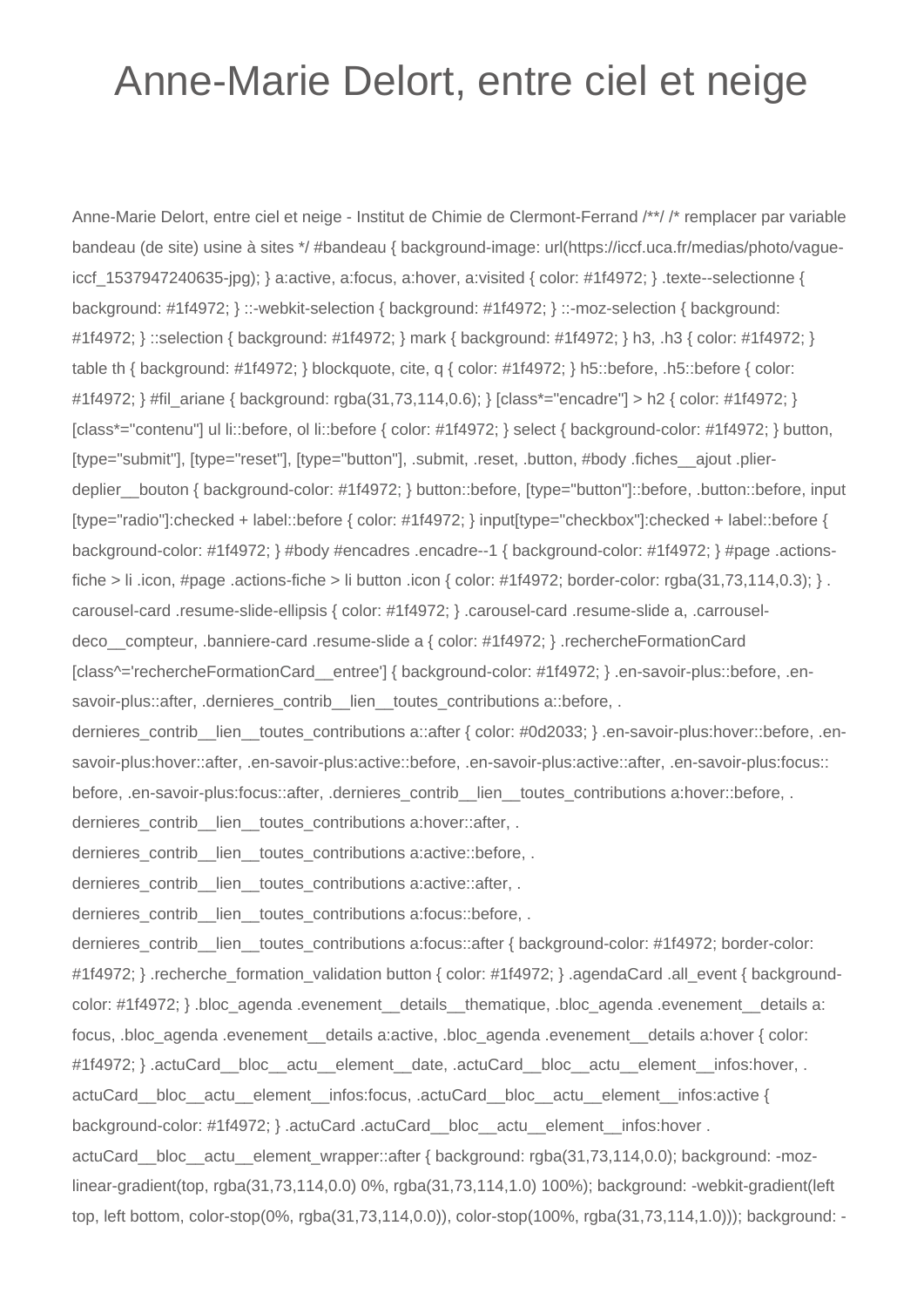# Anne-Marie Delort, entre ciel et neige

Anne-Marie Delort, entre ciel et neige - Institut de Chimie de Clermont-Ferrand /**/ /* remplacer par variable bandeau (de site) usine à sites */ #bandeau { background-image: url(https://iccf.uca.fr/medias/photo/vague-iccf_1537947240635-jpg); } a:active, a:focus, a:hover, a:visited { color: #1f4972; } .texte--selectionne { background: #1f4972; } ::-webkit-selection { background: #1f4972; } ::-moz-selection { background: #1f4972; } ::selection { background: #1f4972; } mark { background: #1f4972; } h3, .h3 { color: #1f4972; } table th { background: #1f4972; } blockquote, cite, q { color: #1f4972; } h5::before, .h5::before { color: #1f4972; } #fil_ariane { background: rgba(31,73,114,0.6); } [class*="encadre"] > h2 { color: #1f4972; } [class*="contenu"] ul li::before, ol li::before { color: #1f4972; } select { background-color: #1f4972; } button, [type="submit"], [type="reset"], [type="button"], .submit, .reset, .button, #body .fiches__ajout .plier-deplier__bouton { background-color: #1f4972; } button::before, [type="button"]::before, .button::before, input [type="radio"]:checked + label::before { color: #1f4972; } input[type="checkbox"]:checked + label::before { background-color: #1f4972; } #body #encadres .encadre--1 { background-color: #1f4972; } #page .actions-fiche > li .icon, #page .actions-fiche > li button .icon { color: #1f4972; border-color: rgba(31,73,114,0.3); } . carousel-card .resume-slide-ellipsis { color: #1f4972; } .carousel-card .resume-slide a, .carrousel-deco__compteur, .banniere-card .resume-slide a { color: #1f4972; } .rechercheFormationCard [class^='rechercheFormationCard__entree'] { background-color: #1f4972; } .en-savoir-plus::before, .en-savoir-plus::after, .dernieres_contrib__lien__toutes_contributions a::before, . dernieres_contrib__lien__toutes_contributions a::after { color: #0d2033; } .en-savoir-plus:hover::before, .en-savoir-plus:hover::after, .en-savoir-plus:active::before, .en-savoir-plus:active::after, .en-savoir-plus:focus:: before, .en-savoir-plus:focus::after, .dernieres_contrib__lien__toutes_contributions a:hover::before, . dernieres_contrib__lien__toutes_contributions a:hover::after, . dernieres_contrib__lien__toutes_contributions a:active::before, . dernieres_contrib__lien__toutes_contributions a:active::after, . dernieres_contrib__lien__toutes_contributions a:focus::before, . dernieres_contrib__lien__toutes_contributions a:focus::after { background-color: #1f4972; border-color: #1f4972; } .recherche_formation_validation button { color: #1f4972; } .agendaCard .all_event { background-color: #1f4972; } .bloc_agenda .evenement__details__thematique, .bloc_agenda .evenement__details a: focus, .bloc_agenda .evenement__details a:active, .bloc_agenda .evenement__details a:hover { color: #1f4972; } .actuCard__bloc__actu__element__date, .actuCard__bloc__actu__element__infos:hover, . actuCard__bloc__actu__element__infos:focus, .actuCard__bloc__actu__element__infos:active { background-color: #1f4972; } .actuCard .actuCard__bloc__actu__element__infos:hover . actuCard__bloc__actu__element_wrapper::after { background: rgba(31,73,114,0.0); background: -moz-linear-gradient(top, rgba(31,73,114,0.0) 0%, rgba(31,73,114,1.0) 100%); background: -webkit-gradient(left top, left bottom, color-stop(0%, rgba(31,73,114,0.0)), color-stop(100%, rgba(31,73,114,1.0))); background: -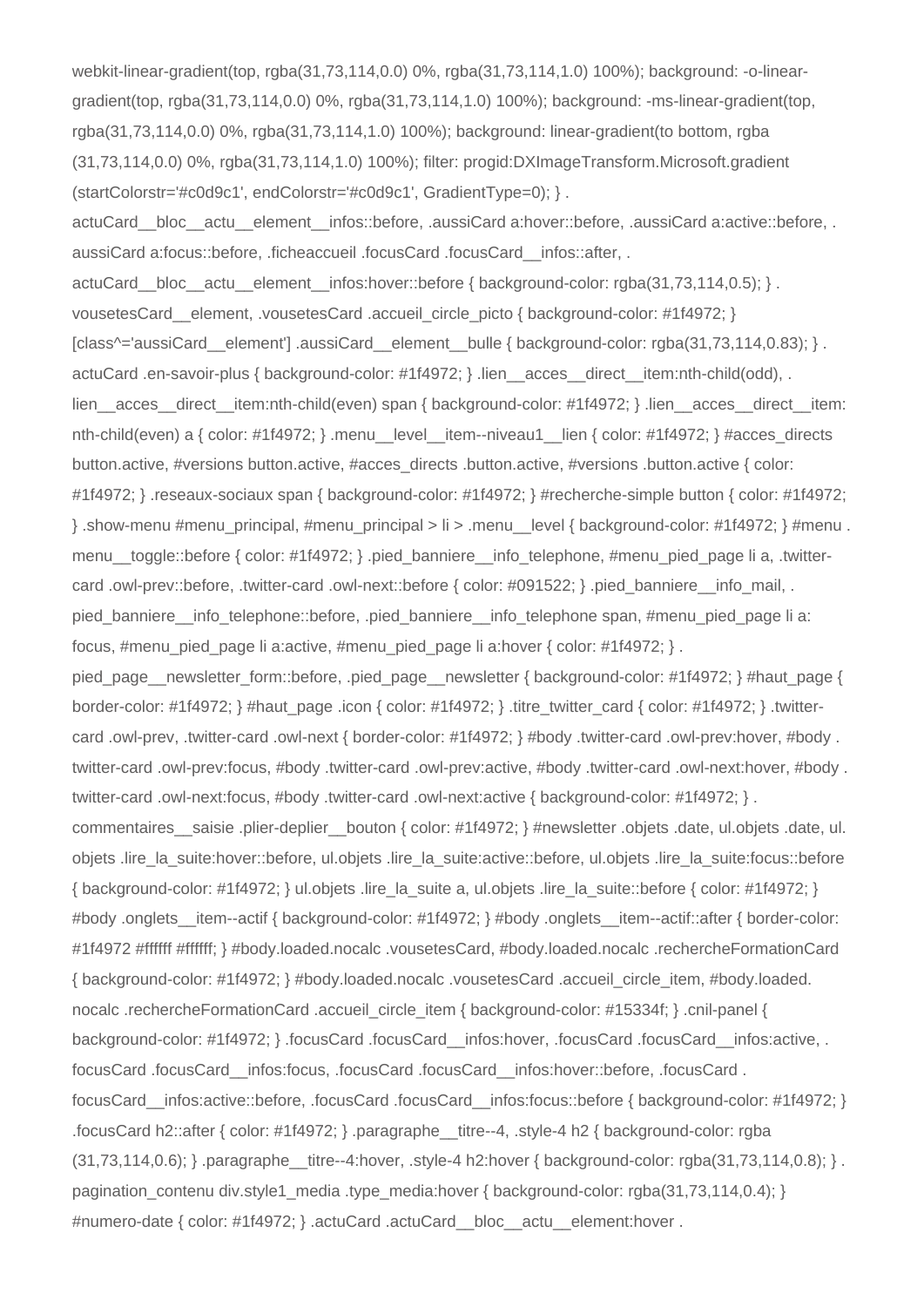webkit-linear-gradient(top, rgba(31,73,114,0.0) 0%, rgba(31,73,114,1.0) 100%); background: -o-linear-gradient(top, rgba(31,73,114,0.0) 0%, rgba(31,73,114,1.0) 100%); background: -ms-linear-gradient(top, rgba(31,73,114,0.0) 0%, rgba(31,73,114,1.0) 100%); background: linear-gradient(to bottom, rgba (31,73,114,0.0) 0%, rgba(31,73,114,1.0) 100%); filter: progid:DXImageTransform.Microsoft.gradient (startColorstr='#c0d9c1', endColorstr='#c0d9c1', GradientType=0); } . actuCard__bloc__actu__element__infos::before, .aussiCard a:hover::before, .aussiCard a:active::before, . aussiCard a:focus::before, .ficheaccueil .focusCard .focusCard__infos::after, . actuCard__bloc__actu__element__infos:hover::before { background-color: rgba(31,73,114,0.5); } . vousetesCard__element, .vousetesCard .accueil_circle_picto { background-color: #1f4972; } [class^='aussiCard__element'] .aussiCard__element__bulle { background-color: rgba(31,73,114,0.83); } . actuCard .en-savoir-plus { background-color: #1f4972; } .lien__acces__direct__item:nth-child(odd), . lien__acces__direct__item:nth-child(even) span { background-color: #1f4972; } .lien__acces__direct__item: nth-child(even) a { color: #1f4972; } .menu__level__item--niveau1__lien { color: #1f4972; } #acces_directs button.active, #versions button.active, #acces_directs .button.active, #versions .button.active { color: #1f4972; } .reseaux-sociaux span { background-color: #1f4972; } #recherche-simple button { color: #1f4972; } .show-menu #menu_principal, #menu_principal > li > .menu__level { background-color: #1f4972; } #menu . menu__toggle::before { color: #1f4972; } .pied_banniere__info_telephone, #menu_pied_page li a, .twitter-card .owl-prev::before, .twitter-card .owl-next::before { color: #091522; } .pied_banniere__info_mail, . pied_banniere__info_telephone::before, .pied_banniere__info_telephone span, #menu_pied_page li a: focus, #menu_pied_page li a:active, #menu_pied_page li a:hover { color: #1f4972; } . pied_page__newsletter_form::before, .pied_page__newsletter { background-color: #1f4972; } #haut_page { border-color: #1f4972; } #haut_page .icon { color: #1f4972; } .titre_twitter_card { color: #1f4972; } .twitter-card .owl-prev, .twitter-card .owl-next { border-color: #1f4972; } #body .twitter-card .owl-prev:hover, #body . twitter-card .owl-prev:focus, #body .twitter-card .owl-prev:active, #body .twitter-card .owl-next:hover, #body . twitter-card .owl-next:focus, #body .twitter-card .owl-next:active { background-color: #1f4972; } . commentaires__saisie .plier-deplier__bouton { color: #1f4972; } #newsletter .objets .date, ul.objets .date, ul. objets .lire_la_suite:hover::before, ul.objets .lire_la_suite:active::before, ul.objets .lire_la_suite:focus::before { background-color: #1f4972; } ul.objets .lire_la_suite a, ul.objets .lire_la_suite::before { color: #1f4972; } #body .onglets__item--actif { background-color: #1f4972; } #body .onglets__item--actif::after { border-color: #1f4972 #ffffff #ffffff; } #body.loaded.nocalc .vousetesCard, #body.loaded.nocalc .rechercheFormationCard { background-color: #1f4972; } #body.loaded.nocalc .vousetesCard .accueil_circle_item, #body.loaded. nocalc .rechercheFormationCard .accueil_circle_item { background-color: #15334f; } .cnil-panel { background-color: #1f4972; } .focusCard .focusCard__infos:hover, .focusCard .focusCard__infos:active, . focusCard .focusCard__infos:focus, .focusCard .focusCard__infos:hover::before, .focusCard . focusCard__infos:active::before, .focusCard .focusCard__infos:focus::before { background-color: #1f4972; } .focusCard h2::after { color: #1f4972; } .paragraphe__titre--4, .style-4 h2 { background-color: rgba (31,73,114,0.6); } .paragraphe__titre--4:hover, .style-4 h2:hover { background-color: rgba(31,73,114,0.8); } . pagination_contenu div.style1_media .type_media:hover { background-color: rgba(31,73,114,0.4); } #numero-date { color: #1f4972; } .actuCard .actuCard__bloc__actu__element:hover .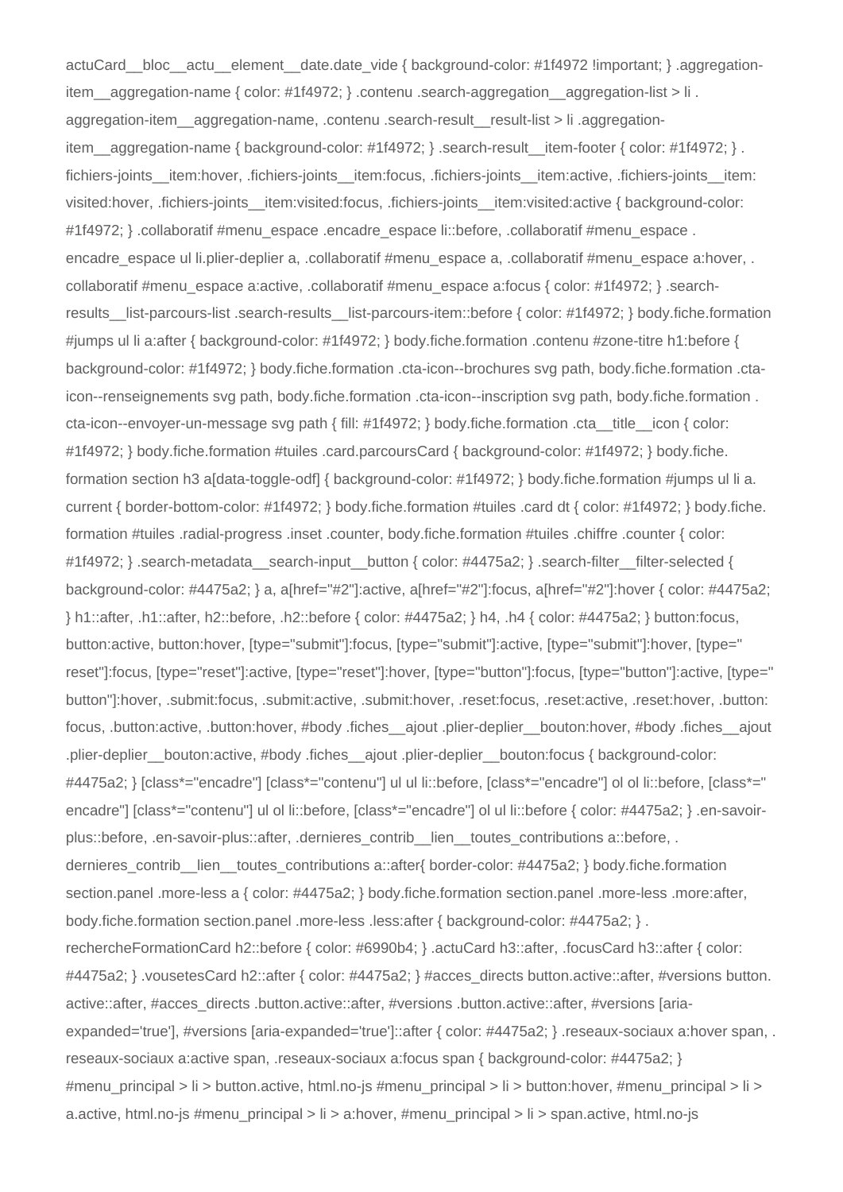actuCard__bloc__actu__element__date.date_vide { background-color: #1f4972 !important; } .aggregation-item__aggregation-name { color: #1f4972; } .contenu .search-aggregation__aggregation-list > li .aggregation-item__aggregation-name, .contenu .search-result__result-list > li .aggregation-item__aggregation-name { background-color: #1f4972; } .search-result__item-footer { color: #1f4972; } .fichiers-joints__item:hover, .fichiers-joints__item:focus, .fichiers-joints__item:active, .fichiers-joints__item:visited:hover, .fichiers-joints__item:visited:focus, .fichiers-joints__item:visited:active { background-color: #1f4972; } .collaboratif #menu_espace .encadre_espace li::before, .collaboratif #menu_espace .encadre_espace ul li.plier-deplier a, .collaboratif #menu_espace a, .collaboratif #menu_espace a:hover, .collaboratif #menu_espace a:active, .collaboratif #menu_espace a:focus { color: #1f4972; } .search-results__list-parcours-list .search-results__list-parcours-item::before { color: #1f4972; } body.fiche.formation #jumps ul li a:after { background-color: #1f4972; } body.fiche.formation .contenu #zone-titre h1:before { background-color: #1f4972; } body.fiche.formation .cta-icon--brochures svg path, body.fiche.formation .cta-icon--renseignements svg path, body.fiche.formation .cta-icon--inscription svg path, body.fiche.formation .cta-icon--envoyer-un-message svg path { fill: #1f4972; } body.fiche.formation .cta__title__icon { color: #1f4972; } body.fiche.formation #tuiles .card.parcoursCard { background-color: #1f4972; } body.fiche.formation section h3 a[data-toggle-odf] { background-color: #1f4972; } body.fiche.formation #jumps ul li a.current { border-bottom-color: #1f4972; } body.fiche.formation #tuiles .card dt { color: #1f4972; } body.fiche.formation #tuiles .radial-progress .inset .counter, body.fiche.formation #tuiles .chiffre .counter { color: #1f4972; } .search-metadata__search-input__button { color: #4475a2; } .search-filter__filter-selected { background-color: #4475a2; } a, a[href="#2"]:active, a[href="#2"]:focus, a[href="#2"]:hover { color: #4475a2; } h1::after, .h1::after, h2::before, .h2::before { color: #4475a2; } h4, .h4 { color: #4475a2; } button:focus, button:active, button:hover, [type="submit"]:focus, [type="submit"]:active, [type="submit"]:hover, [type="reset"]:focus, [type="reset"]:active, [type="reset"]:hover, [type="button"]:focus, [type="button"]:active, [type="button"]:hover, .submit:focus, .submit:active, .submit:hover, .reset:focus, .reset:active, .reset:hover, .button:focus, .button:active, .button:hover, #body .fiches__ajout .plier-deplier__bouton:hover, #body .fiches__ajout .plier-deplier__bouton:active, #body .fiches__ajout .plier-deplier__bouton:focus { background-color: #4475a2; } [class*="encadre"] [class*="contenu"] ul ul li::before, [class*="encadre"] ol ol li::before, [class*="encadre"] [class*="contenu"] ul ol li::before, [class*="encadre"] ol ul li::before { color: #4475a2; } .en-savoir-plus::before, .en-savoir-plus::after, .dernieres_contrib__lien__toutes_contributions a::before, .dernieres_contrib__lien__toutes_contributions a::after{ border-color: #4475a2; } body.fiche.formation section.panel .more-less a { color: #4475a2; } body.fiche.formation section.panel .more-less .more:after, body.fiche.formation section.panel .more-less .less:after { background-color: #4475a2; } .rechercheFormationCard h2::before { color: #6990b4; } .actuCard h3::after, .focusCard h3::after { color: #4475a2; } .vousetesCard h2::after { color: #4475a2; } #acces_directs button.active::after, #versions button.active::after, #acces_directs .button.active::after, #versions .button.active::after, #versions [aria-expanded='true'], #versions [aria-expanded='true']::after { color: #4475a2; } .reseaux-sociaux a:hover span, .reseaux-sociaux a:active span, .reseaux-sociaux a:focus span { background-color: #4475a2; } #menu_principal > li > button.active, html.no-js #menu_principal > li > button:hover, #menu_principal > li > a.active, html.no-js #menu_principal > li > a:hover, #menu_principal > li > span.active, html.no-js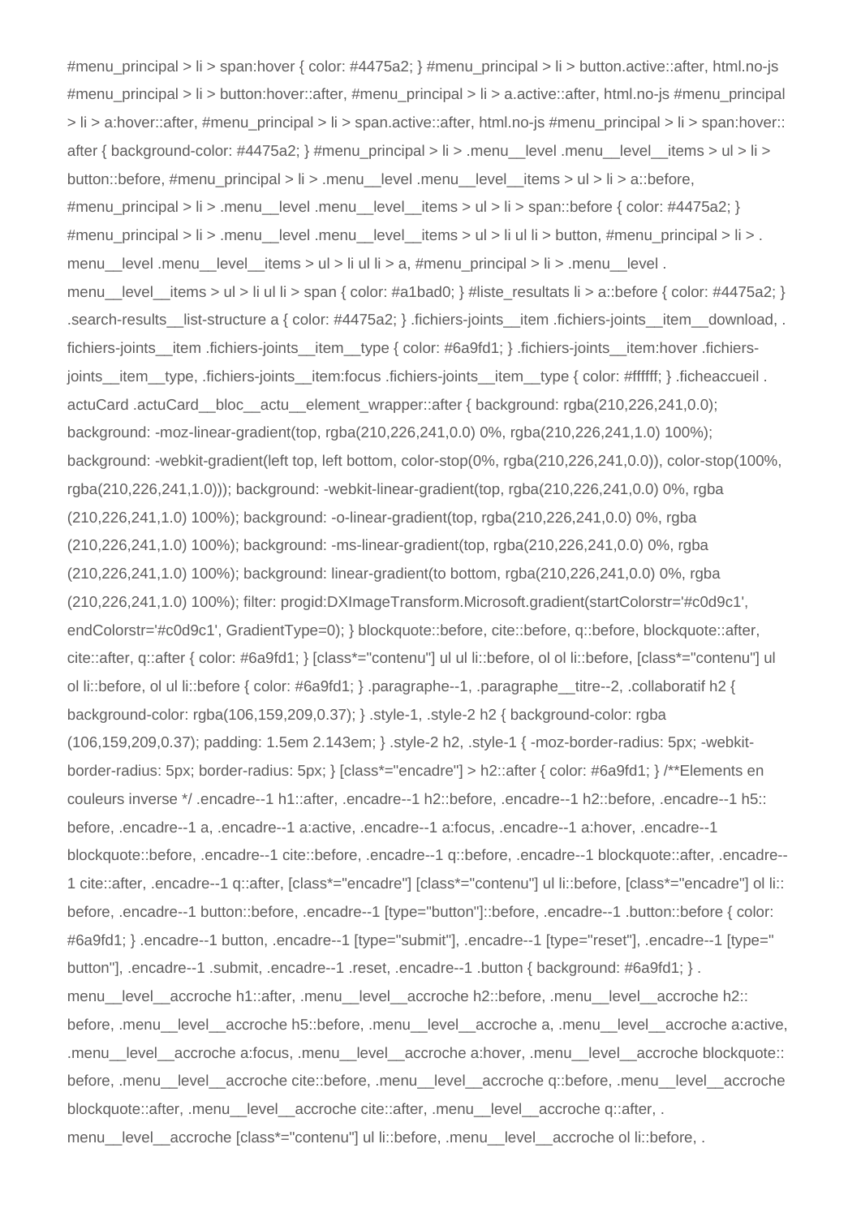#menu_principal > li > span:hover { color: #4475a2; } #menu_principal > li > button.active::after, html.no-js #menu_principal > li > button:hover::after, #menu_principal > li > a.active::after, html.no-js #menu_principal > li > a:hover::after, #menu_principal > li > span.active::after, html.no-js #menu_principal > li > span:hover:: after { background-color: #4475a2; } #menu_principal > li > .menu__level .menu__level__items > ul > li > button::before, #menu_principal > li > .menu__level .menu__level__items > ul > li > a::before, #menu_principal > li > .menu__level .menu__level__items > ul > li > span::before { color: #4475a2; } #menu_principal > li > .menu__level .menu__level__items > ul > li ul li > button, #menu_principal > li > . menu__level .menu__level__items > ul > li ul li > a, #menu_principal > li > .menu__level . menu__level__items > ul > li ul li > span { color: #a1bad0; } #liste_resultats li > a::before { color: #4475a2; } .search-results__list-structure a { color: #4475a2; } .fichiers-joints__item .fichiers-joints__item__download, . fichiers-joints__item .fichiers-joints__item__type { color: #6a9fd1; } .fichiers-joints__item:hover .fichiers-joints__item__type, .fichiers-joints__item:focus .fichiers-joints__item__type { color: #ffffff; } .ficheaccueil . actuCard .actuCard__bloc__actu__element_wrapper::after { background: rgba(210,226,241,0.0); background: -moz-linear-gradient(top, rgba(210,226,241,0.0) 0%, rgba(210,226,241,1.0) 100%); background: -webkit-gradient(left top, left bottom, color-stop(0%, rgba(210,226,241,0.0)), color-stop(100%, rgba(210,226,241,1.0))); background: -webkit-linear-gradient(top, rgba(210,226,241,0.0) 0%, rgba (210,226,241,1.0) 100%); background: -o-linear-gradient(top, rgba(210,226,241,0.0) 0%, rgba (210,226,241,1.0) 100%); background: -ms-linear-gradient(top, rgba(210,226,241,0.0) 0%, rgba (210,226,241,1.0) 100%); background: linear-gradient(to bottom, rgba(210,226,241,0.0) 0%, rgba (210,226,241,1.0) 100%); filter: progid:DXImageTransform.Microsoft.gradient(startColorstr='#c0d9c1', endColorstr='#c0d9c1', GradientType=0); } blockquote::before, cite::before, q::before, blockquote::after, cite::after, q::after { color: #6a9fd1; } [class*="contenu"] ul ul li::before, ol ol li::before, [class*="contenu"] ul ol li::before, ol ul li::before { color: #6a9fd1; } .paragraphe--1, .paragraphe__titre--2, .collaboratif h2 { background-color: rgba(106,159,209,0.37); } .style-1, .style-2 h2 { background-color: rgba (106,159,209,0.37); padding: 1.5em 2.143em; } .style-2 h2, .style-1 { -moz-border-radius: 5px; -webkit-border-radius: 5px; border-radius: 5px; } [class*="encadre"] > h2::after { color: #6a9fd1; } /**Elements en couleurs inverse */ .encadre--1 h1::after, .encadre--1 h2::before, .encadre--1 h2::before, .encadre--1 h5:: before, .encadre--1 a, .encadre--1 a:active, .encadre--1 a:focus, .encadre--1 a:hover, .encadre--1 blockquote::before, .encadre--1 cite::before, .encadre--1 q::before, .encadre--1 blockquote::after, .encadre--1 cite::after, .encadre--1 q::after, [class*="encadre"] [class*="contenu"] ul li::before, [class*="encadre"] ol li:: before, .encadre--1 button::before, .encadre--1 [type="button"]::before, .encadre--1 .button::before { color: #6a9fd1; } .encadre--1 button, .encadre--1 [type="submit"], .encadre--1 [type="reset"], .encadre--1 [type=" button"], .encadre--1 .submit, .encadre--1 .reset, .encadre--1 .button { background: #6a9fd1; } . menu__level__accroche h1::after, .menu__level__accroche h2::before, .menu__level__accroche h2:: before, .menu__level__accroche h5::before, .menu__level__accroche a, .menu__level__accroche a:active, .menu__level__accroche a:focus, .menu__level__accroche a:hover, .menu__level__accroche blockquote:: before, .menu__level__accroche cite::before, .menu__level__accroche q::before, .menu__level__accroche blockquote::after, .menu__level__accroche cite::after, .menu__level__accroche q::after, . menu__level__accroche [class*="contenu"] ul li::before, .menu__level__accroche ol li::before, .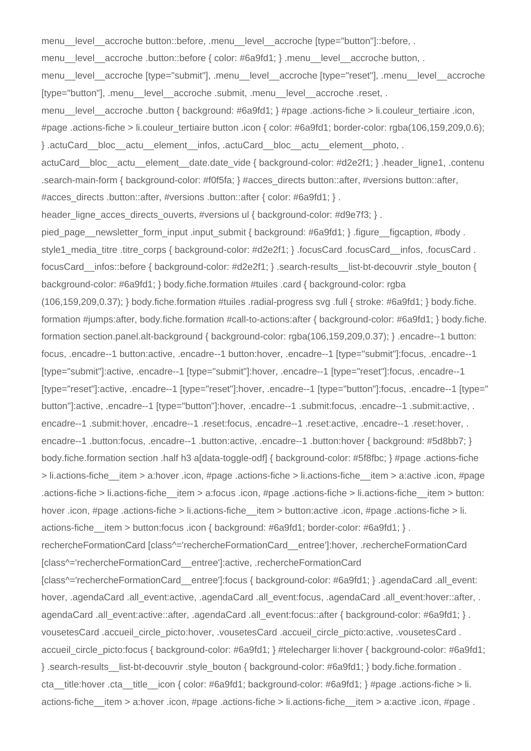menu__level__accroche button::before, .menu__level__accroche [type="button"]::before, .menu__level__accroche .button::before { color: #6a9fd1; } .menu__level__accroche button, .menu__level__accroche [type="submit"], .menu__level__accroche [type="reset"], .menu__level__accroche [type="button"], .menu__level__accroche .submit, .menu__level__accroche .reset, .menu__level__accroche .button { background: #6a9fd1; } #page .actions-fiche > li.couleur_tertiaire .icon, #page .actions-fiche > li.couleur_tertiaire button .icon { color: #6a9fd1; border-color: rgba(106,159,209,0.6); } .actuCard__bloc__actu__element__infos, .actuCard__bloc__actu__element__photo, .actuCard__bloc__actu__element__date.date_vide { background-color: #d2e2f1; } .header_ligne1, .contenu .search-main-form { background-color: #f0f5fa; } #acces_directs button::after, #versions button::after, #acces_directs .button::after, #versions .button::after { color: #6a9fd1; } .header_ligne_acces_directs_ouverts, #versions ul { background-color: #d9e7f3; } .pied_page__newsletter_form_input .input_submit { background: #6a9fd1; } .figure__figcaption, #body .style1_media_titre .titre_corps { background-color: #d2e2f1; } .focusCard .focusCard__infos, .focusCard .focusCard__infos::before { background-color: #d2e2f1; } .search-results__list-bt-decouvrir .style_bouton { background-color: #6a9fd1; } body.fiche.formation #tuiles .card { background-color: rgba(106,159,209,0.37); } body.fiche.formation #tuiles .radial-progress svg .full { stroke: #6a9fd1; } body.fiche.formation #jumps:after, body.fiche.formation #call-to-actions:after { background-color: #6a9fd1; } body.fiche.formation section.panel.alt-background { background-color: rgba(106,159,209,0.37); } .encadre--1 button:focus, .encadre--1 button:active, .encadre--1 button:hover, .encadre--1 [type="submit"]:focus, .encadre--1 [type="submit"]:active, .encadre--1 [type="submit"]:hover, .encadre--1 [type="reset"]:focus, .encadre--1 [type="reset"]:active, .encadre--1 [type="reset"]:hover, .encadre--1 [type="button"]:focus, .encadre--1 [type="button"]:active, .encadre--1 [type="button"]:hover, .encadre--1 .submit:focus, .encadre--1 .submit:active, .encadre--1 .submit:hover, .encadre--1 .reset:focus, .encadre--1 .reset:active, .encadre--1 .reset:hover, .encadre--1 .button:focus, .encadre--1 .button:active, .encadre--1 .button:hover { background: #5d8bb7; } body.fiche.formation section .half h3 a[data-toggle-odf] { background-color: #5f8fbc; } #page .actions-fiche > li.actions-fiche__item > a:hover .icon, #page .actions-fiche > li.actions-fiche__item > a:active .icon, #page .actions-fiche > li.actions-fiche__item > a:focus .icon, #page .actions-fiche > li.actions-fiche__item > button:hover .icon, #page .actions-fiche > li.actions-fiche__item > button:active .icon, #page .actions-fiche > li.actions-fiche__item > button:focus .icon { background: #6a9fd1; border-color: #6a9fd1; } .rechercheFormationCard [class^='rechercheFormationCard__entree']:hover, .rechercheFormationCard [class^='rechercheFormationCard__entree']:active, .rechercheFormationCard [class^='rechercheFormationCard__entree']:focus { background-color: #6a9fd1; } .agendaCard .all_event:hover, .agendaCard .all_event:active, .agendaCard .all_event:focus, .agendaCard .all_event:hover::after, .agendaCard .all_event:active::after, .agendaCard .all_event:focus::after { background-color: #6a9fd1; } .vousetesCard .accueil_circle_picto:hover, .vousetesCard .accueil_circle_picto:active, .vousetesCard .accueil_circle_picto:focus { background-color: #6a9fd1; } #telecharger li:hover { background-color: #6a9fd1; } .search-results__list-bt-decouvrir .style_bouton { background-color: #6a9fd1; } body.fiche.formation .cta__title:hover .cta__title__icon { color: #6a9fd1; background-color: #6a9fd1; } #page .actions-fiche > li.actions-fiche__item > a:hover .icon, #page .actions-fiche > li.actions-fiche__item > a:active .icon, #page .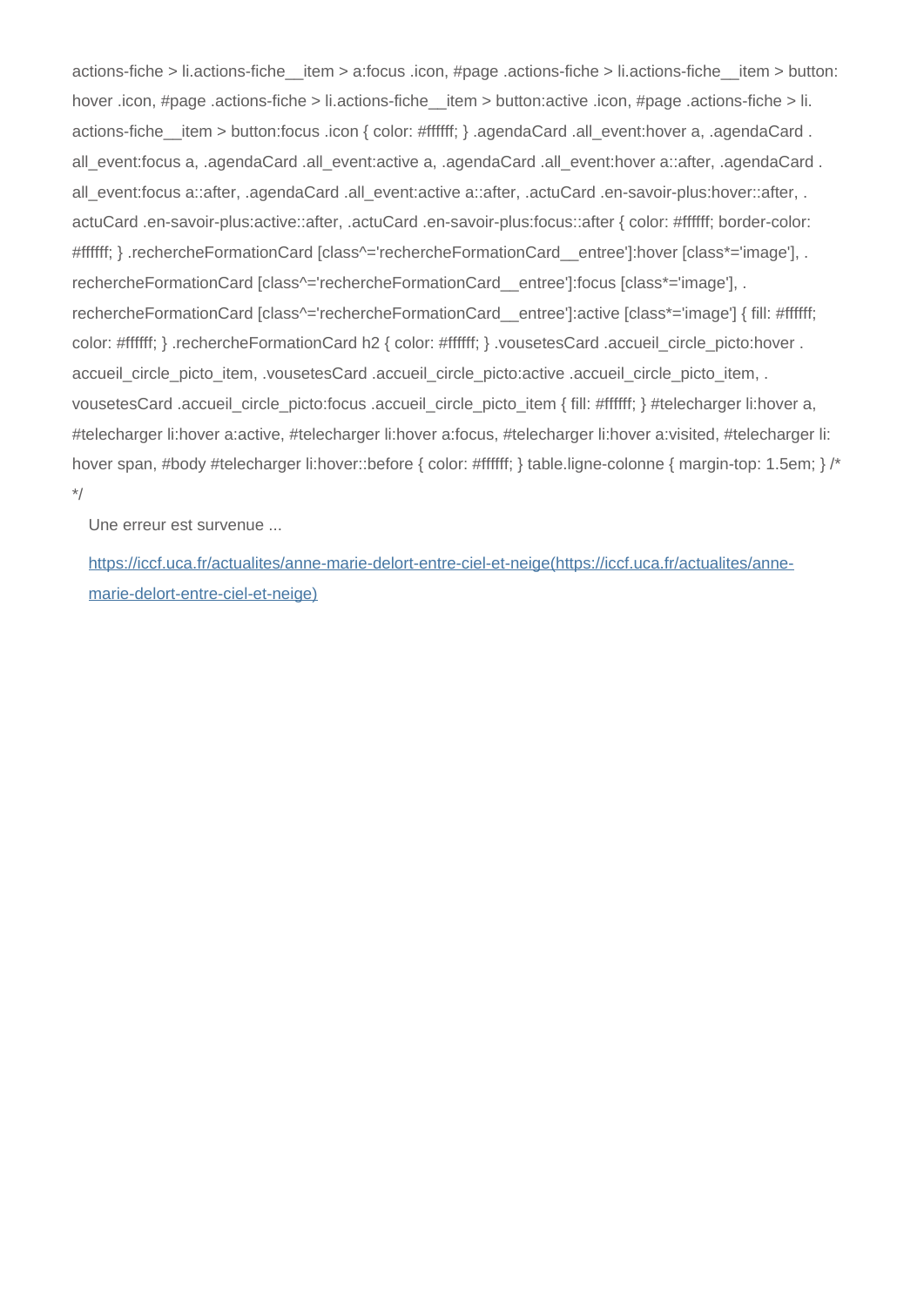actions-fiche > li.actions-fiche__item > a:focus .icon, #page .actions-fiche > li.actions-fiche__item > button:hover .icon, #page .actions-fiche > li.actions-fiche__item > button:active .icon, #page .actions-fiche > li.actions-fiche__item > button:focus .icon { color: #ffffff; } .agendaCard .all_event:hover a, .agendaCard .all_event:focus a, .agendaCard .all_event:active a, .agendaCard .all_event:hover a::after, .agendaCard .all_event:focus a::after, .agendaCard .all_event:active a::after, .actuCard .en-savoir-plus:hover::after, .actuCard .en-savoir-plus:active::after, .actuCard .en-savoir-plus:focus::after { color: #ffffff; border-color: #ffffff; } .rechercheFormationCard [class^='rechercheFormationCard__entree']:hover [class*='image'], .rechercheFormationCard [class^='rechercheFormationCard__entree']:focus [class*='image'], .rechercheFormationCard [class^='rechercheFormationCard__entree']:active [class*='image'] { fill: #ffffff; color: #ffffff; } .rechercheFormationCard h2 { color: #ffffff; } .vousetesCard .accueil_circle_picto:hover .accueil_circle_picto_item, .vousetesCard .accueil_circle_picto:active .accueil_circle_picto_item, .vousetesCard .accueil_circle_picto:focus .accueil_circle_picto_item { fill: #ffffff; } #telecharger li:hover a, #telecharger li:hover a:active, #telecharger li:hover a:focus, #telecharger li:hover a:visited, #telecharger li:hover span, #body #telecharger li:hover::before { color: #ffffff; } table.ligne-colonne { margin-top: 1.5em; } /* */

Une erreur est survenue ...

[https://iccf.uca.fr/actualites/anne-marie-delort-entre-ciel-et-neige(https://iccf.uca.fr/actualites/anne-marie-delort-entre-ciel-et-neige)](https://iccf.uca.fr/actualites/anne-marie-delort-entre-ciel-et-neige)